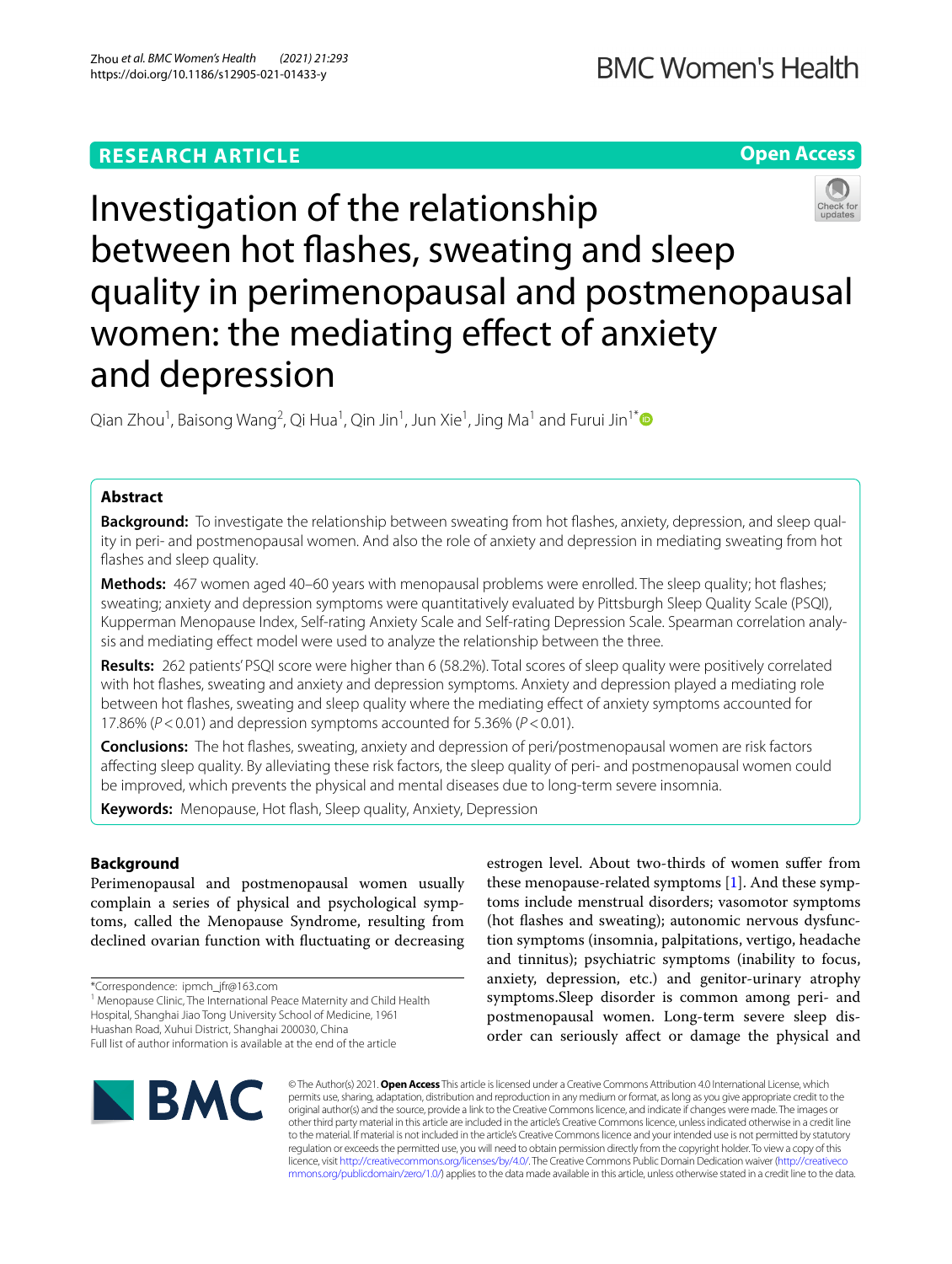RESEARCH ARTICLE

Open Access

# Investigation of the relationship between hot flashes, sweating and sleep quality in perimenopausal and postmenopausal women: the mediating effect of anxiety and depression

Qian Zhou[1], Baisong Wang[2], Qi Hua[1], Qin Jin[1], Jun Xie[1], Jing Ma[1] and Furui Jin[1*]

## Abstract

**Background:** To investigate the relationship between sweating from hot flashes, anxiety, depression, and sleep quality in peri- and postmenopausal women. And also the role of anxiety and depression in mediating sweating from hot flashes and sleep quality.

**Methods:** 467 women aged 40–60 years with menopausal problems were enrolled. The sleep quality; hot flashes; sweating; anxiety and depression symptoms were quantitatively evaluated by Pittsburgh Sleep Quality Scale (PSQI), Kupperman Menopause Index, Self-rating Anxiety Scale and Self-rating Depression Scale. Spearman correlation analysis and mediating effect model were used to analyze the relationship between the three.

**Results:** 262 patients' PSQI score were higher than 6 (58.2%). Total scores of sleep quality were positively correlated with hot flashes, sweating and anxiety and depression symptoms. Anxiety and depression played a mediating role between hot flashes, sweating and sleep quality where the mediating effect of anxiety symptoms accounted for 17.86% ($P < 0.01$) and depression symptoms accounted for 5.36% ($P < 0.01$).

**Conclusions:** The hot flashes, sweating, anxiety and depression of peri/postmenopausal women are risk factors affecting sleep quality. By alleviating these risk factors, the sleep quality of peri- and postmenopausal women could be improved, which prevents the physical and mental diseases due to long-term severe insomnia.

**Keywords:** Menopause, Hot flash, Sleep quality, Anxiety, Depression

## Background

Perimenopausal and postmenopausal women usually complain a series of physical and psychological symptoms, called the Menopause Syndrome, resulting from declined ovarian function with fluctuating or decreasing estrogen level. About two-thirds of women suffer from these menopause-related symptoms [1]. And these symptoms include menstrual disorders; vasomotor symptoms (hot flashes and sweating); autonomic nervous dysfunction symptoms (insomnia, palpitations, vertigo, headache and tinnitus); psychiatric symptoms (inability to focus, anxiety, depression, etc.) and genitor-urinary atrophy symptoms.Sleep disorder is common among peri- and postmenopausal women. Long-term severe sleep disorder can seriously affect or damage the physical and

*Correspondence: ipmch_jfr@163.com

[1] Menopause Clinic, The International Peace Maternity and Child Health Hospital, Shanghai Jiao Tong University School of Medicine, 1961 Huashan Road, Xuhui District, Shanghai 200030, China

Full list of author information is available at the end of the article

© The Author(s) 2021. **Open Access** This article is licensed under a Creative Commons Attribution 4.0 International License, which permits use, sharing, adaptation, distribution and reproduction in any medium or format, as long as you give appropriate credit to the original author(s) and the source, provide a link to the Creative Commons licence, and indicate if changes were made. The images or other third party material in this article are included in the article's Creative Commons licence, unless indicated otherwise in a credit line to the material. If material is not included in the article's Creative Commons licence and your intended use is not permitted by statutory regulation or exceeds the permitted use, you will need to obtain permission directly from the copyright holder. To view a copy of this licence, visit http://creativecommons.org/licenses/by/4.0/. The Creative Commons Public Domain Dedication waiver (http://creativecommons.org/publicdomain/zero/1.0/) applies to the data made available in this article, unless otherwise stated in a credit line to the data.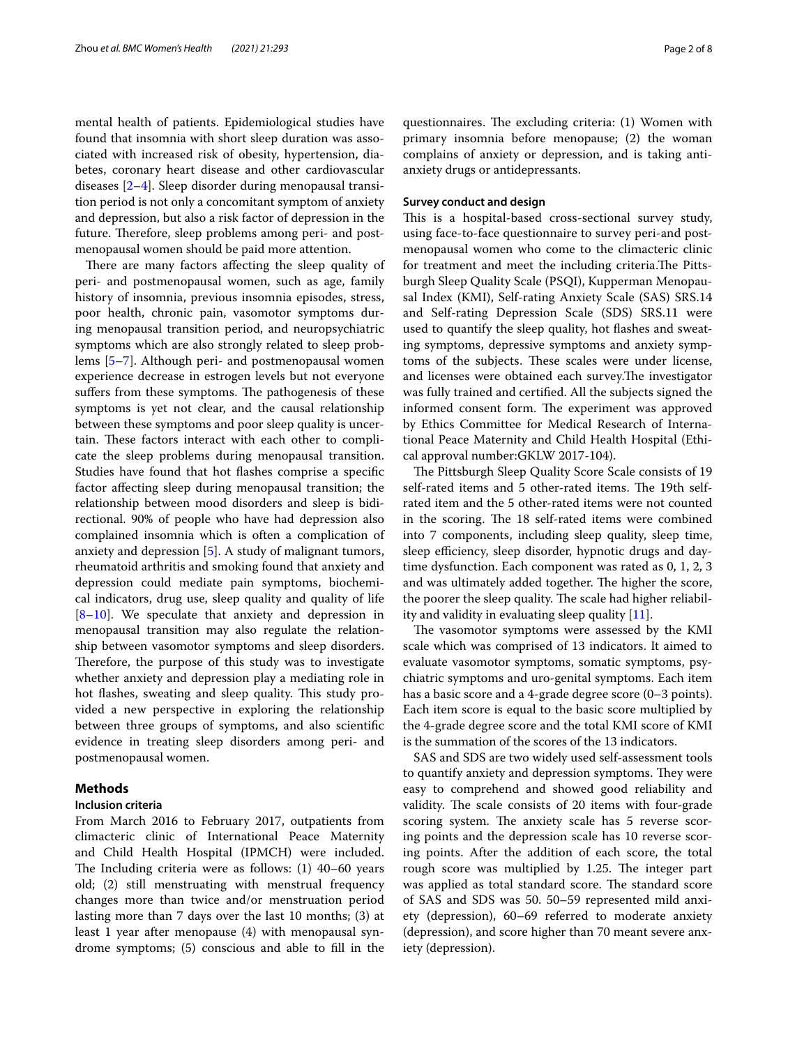mental health of patients. Epidemiological studies have found that insomnia with short sleep duration was associated with increased risk of obesity, hypertension, diabetes, coronary heart disease and other cardiovascular diseases [2–4]. Sleep disorder during menopausal transition period is not only a concomitant symptom of anxiety and depression, but also a risk factor of depression in the future. Therefore, sleep problems among peri- and postmenopausal women should be paid more attention.

There are many factors affecting the sleep quality of peri- and postmenopausal women, such as age, family history of insomnia, previous insomnia episodes, stress, poor health, chronic pain, vasomotor symptoms during menopausal transition period, and neuropsychiatric symptoms which are also strongly related to sleep problems [5–7]. Although peri- and postmenopausal women experience decrease in estrogen levels but not everyone suffers from these symptoms. The pathogenesis of these symptoms is yet not clear, and the causal relationship between these symptoms and poor sleep quality is uncertain. These factors interact with each other to complicate the sleep problems during menopausal transition. Studies have found that hot flashes comprise a specific factor affecting sleep during menopausal transition; the relationship between mood disorders and sleep is bidirectional. 90% of people who have had depression also complained insomnia which is often a complication of anxiety and depression [5]. A study of malignant tumors, rheumatoid arthritis and smoking found that anxiety and depression could mediate pain symptoms, biochemical indicators, drug use, sleep quality and quality of life [8–10]. We speculate that anxiety and depression in menopausal transition may also regulate the relationship between vasomotor symptoms and sleep disorders. Therefore, the purpose of this study was to investigate whether anxiety and depression play a mediating role in hot flashes, sweating and sleep quality. This study provided a new perspective in exploring the relationship between three groups of symptoms, and also scientific evidence in treating sleep disorders among peri- and postmenopausal women.

## Methods

### Inclusion criteria

From March 2016 to February 2017, outpatients from climacteric clinic of International Peace Maternity and Child Health Hospital (IPMCH) were included. The Including criteria were as follows: (1) 40–60 years old; (2) still menstruating with menstrual frequency changes more than twice and/or menstruation period lasting more than 7 days over the last 10 months; (3) at least 1 year after menopause (4) with menopausal syndrome symptoms; (5) conscious and able to fill in the questionnaires. The excluding criteria: (1) Women with primary insomnia before menopause; (2) the woman complains of anxiety or depression, and is taking anti-anxiety drugs or antidepressants.

### Survey conduct and design

This is a hospital-based cross-sectional survey study, using face-to-face questionnaire to survey peri-and postmenopausal women who come to the climacteric clinic for treatment and meet the including criteria.The Pittsburgh Sleep Quality Scale (PSQI), Kupperman Menopausal Index (KMI), Self-rating Anxiety Scale (SAS) SRS.14 and Self-rating Depression Scale (SDS) SRS.11 were used to quantify the sleep quality, hot flashes and sweating symptoms, depressive symptoms and anxiety symptoms of the subjects. These scales were under license, and licenses were obtained each survey.The investigator was fully trained and certified. All the subjects signed the informed consent form. The experiment was approved by Ethics Committee for Medical Research of International Peace Maternity and Child Health Hospital (Ethical approval number:GKLW 2017-104).

The Pittsburgh Sleep Quality Score Scale consists of 19 self-rated items and 5 other-rated items. The 19th self-rated item and the 5 other-rated items were not counted in the scoring. The 18 self-rated items were combined into 7 components, including sleep quality, sleep time, sleep efficiency, sleep disorder, hypnotic drugs and daytime dysfunction. Each component was rated as 0, 1, 2, 3 and was ultimately added together. The higher the score, the poorer the sleep quality. The scale had higher reliability and validity in evaluating sleep quality [11].

The vasomotor symptoms were assessed by the KMI scale which was comprised of 13 indicators. It aimed to evaluate vasomotor symptoms, somatic symptoms, psychiatric symptoms and uro-genital symptoms. Each item has a basic score and a 4-grade degree score (0–3 points). Each item score is equal to the basic score multiplied by the 4-grade degree score and the total KMI score of KMI is the summation of the scores of the 13 indicators.

SAS and SDS are two widely used self-assessment tools to quantify anxiety and depression symptoms. They were easy to comprehend and showed good reliability and validity. The scale consists of 20 items with four-grade scoring system. The anxiety scale has 5 reverse scoring points and the depression scale has 10 reverse scoring points. After the addition of each score, the total rough score was multiplied by 1.25. The integer part was applied as total standard score. The standard score of SAS and SDS was 50. 50–59 represented mild anxiety (depression), 60–69 referred to moderate anxiety (depression), and score higher than 70 meant severe anxiety (depression).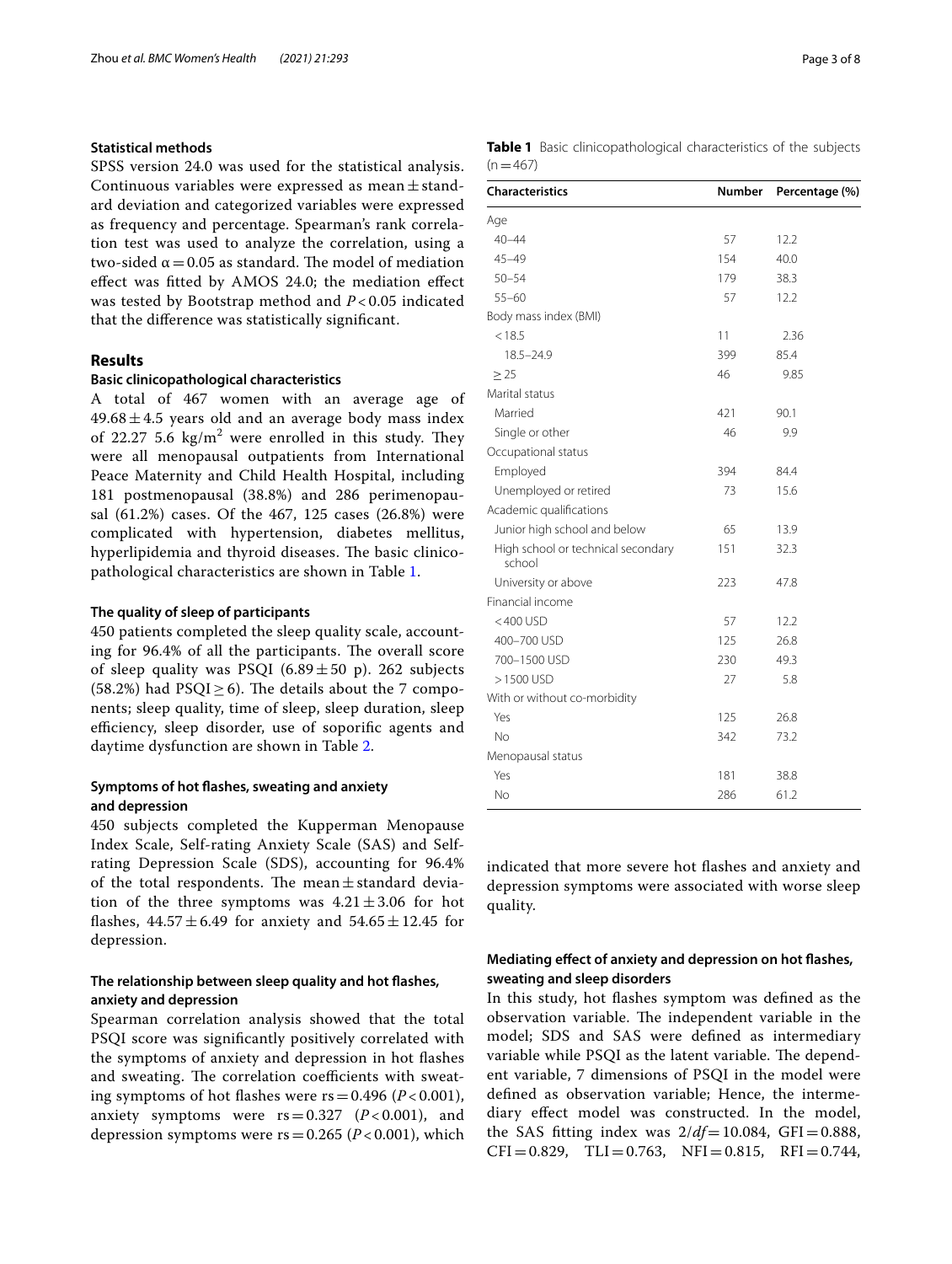## Statistical methods

SPSS version 24.0 was used for the statistical analysis. Continuous variables were expressed as mean ± standard deviation and categorized variables were expressed as frequency and percentage. Spearman's rank correlation test was used to analyze the correlation, using a two-sided $\alpha = 0.05$ as standard. The model of mediation effect was fitted by AMOS 24.0; the mediation effect was tested by Bootstrap method and $P < 0.05$ indicated that the difference was statistically significant.

# Results

## Basic clinicopathological characteristics

A total of 467 women with an average age of 49.68 ± 4.5 years old and an average body mass index of 22.27 5.6 kg/m$^2$ were enrolled in this study. They were all menopausal outpatients from International Peace Maternity and Child Health Hospital, including 181 postmenopausal (38.8%) and 286 perimenopausal (61.2%) cases. Of the 467, 125 cases (26.8%) were complicated with hypertension, diabetes mellitus, hyperlipidemia and thyroid diseases. The basic clinicopathological characteristics are shown in Table 1.

**Table 1** Basic clinicopathological characteristics of the subjects (n = 467)

| Characteristics | Number | Percentage (%) |
|---|---|---|
| Age | | |
| 40–44 | 57 | 12.2 |
| 45–49 | 154 | 40.0 |
| 50–54 | 179 | 38.3 |
| 55–60 | 57 | 12.2 |
| Body mass index (BMI) | | |
| < 18.5 | 11 | 2.36 |
| 18.5–24.9 | 399 | 85.4 |
| ≥ 25 | 46 | 9.85 |
| Marital status | | |
| Married | 421 | 90.1 |
| Single or other | 46 | 9.9 |
| Occupational status | | |
| Employed | 394 | 84.4 |
| Unemployed or retired | 73 | 15.6 |
| Academic qualifications | | |
| Junior high school and below | 65 | 13.9 |
| High school or technical secondary school | 151 | 32.3 |
| University or above | 223 | 47.8 |
| Financial income | | |
| < 400 USD | 57 | 12.2 |
| 400–700 USD | 125 | 26.8 |
| 700–1500 USD | 230 | 49.3 |
| > 1500 USD | 27 | 5.8 |
| With or without co-morbidity | | |
| Yes | 125 | 26.8 |
| No | 342 | 73.2 |
| Menopausal status | | |
| Yes | 181 | 38.8 |
| No | 286 | 61.2 |

## The quality of sleep of participants

450 patients completed the sleep quality scale, accounting for 96.4% of all the participants. The overall score of sleep quality was PSQI (6.89 ± 50 p). 262 subjects (58.2%) had PSQI ≥ 6). The details about the 7 components; sleep quality, time of sleep, sleep duration, sleep efficiency, sleep disorder, use of soporific agents and daytime dysfunction are shown in Table 2.

## Symptoms of hot flashes, sweating and anxiety and depression

450 subjects completed the Kupperman Menopause Index Scale, Self-rating Anxiety Scale (SAS) and Self-rating Depression Scale (SDS), accounting for 96.4% of the total respondents. The mean ± standard deviation of the three symptoms was 4.21 ± 3.06 for hot flashes, 44.57 ± 6.49 for anxiety and 54.65 ± 12.45 for depression.

## The relationship between sleep quality and hot flashes, anxiety and depression

Spearman correlation analysis showed that the total PSQI score was significantly positively correlated with the symptoms of anxiety and depression in hot flashes and sweating. The correlation coefficients with sweating symptoms of hot flashes were rs = 0.496 ($P < 0.001$), anxiety symptoms were rs = 0.327 ($P < 0.001$), and depression symptoms were rs = 0.265 ($P < 0.001$), which indicated that more severe hot flashes and anxiety and depression symptoms were associated with worse sleep quality.

## Mediating effect of anxiety and depression on hot flashes, sweating and sleep disorders

In this study, hot flashes symptom was defined as the observation variable. The independent variable in the model; SDS and SAS were defined as intermediary variable while PSQI as the latent variable. The dependent variable, 7 dimensions of PSQI in the model were defined as observation variable; Hence, the intermediary effect model was constructed. In the model, the SAS fitting index was $2/df = 10.084$, GFI = 0.888, CFI = 0.829, TLI = 0.763, NFI = 0.815, RFI = 0.744,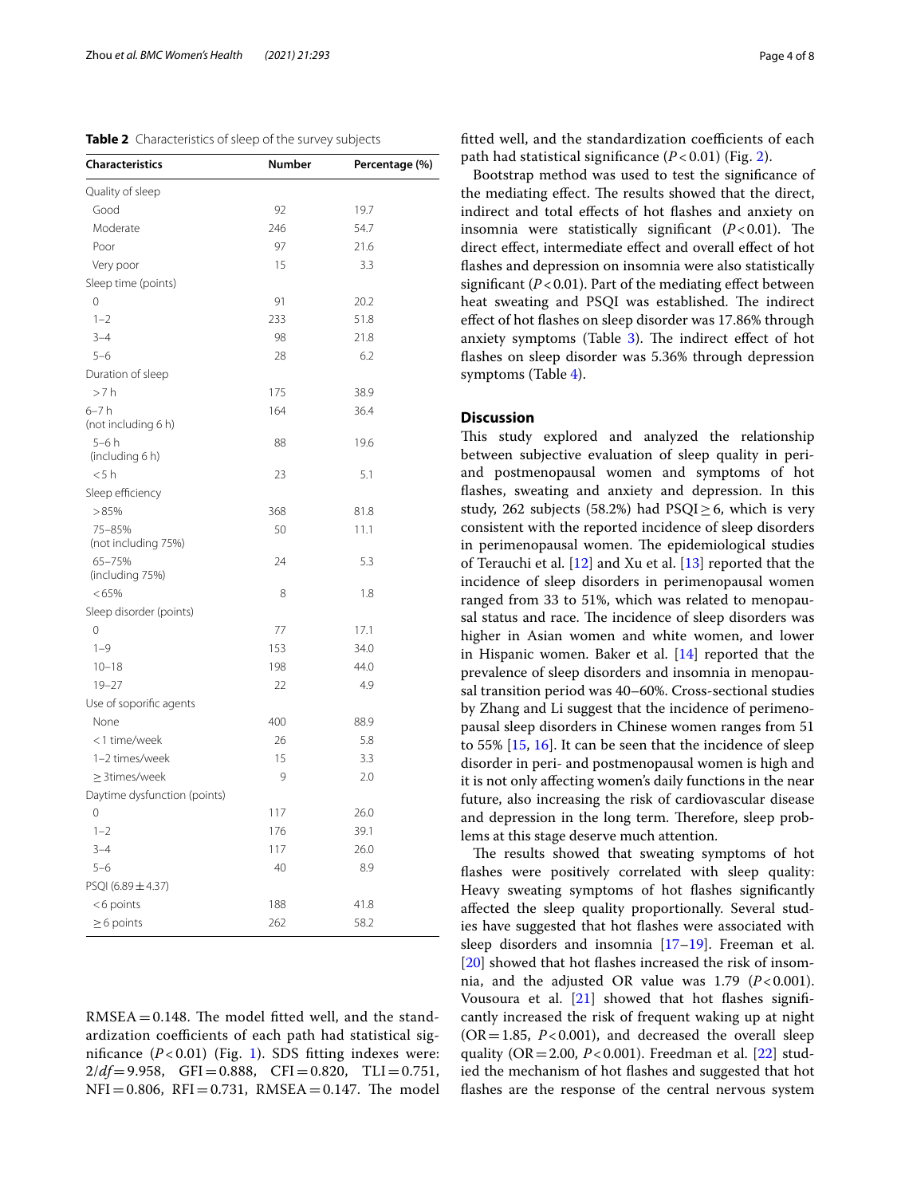**Table 2** Characteristics of sleep of the survey subjects

| Characteristics | Number | Percentage (%) |
|---|---|---|
| Quality of sleep | | |
| Good | 92 | 19.7 |
| Moderate | 246 | 54.7 |
| Poor | 97 | 21.6 |
| Very poor | 15 | 3.3 |
| Sleep time (points) | | |
| 0 | 91 | 20.2 |
| 1–2 | 233 | 51.8 |
| 3–4 | 98 | 21.8 |
| 5–6 | 28 | 6.2 |
| Duration of sleep | | |
| >7 h | 175 | 38.9 |
| 6–7 h (not including 6 h) | 164 | 36.4 |
| 5–6 h (including 6 h) | 88 | 19.6 |
| <5 h | 23 | 5.1 |
| Sleep efficiency | | |
| >85% | 368 | 81.8 |
| 75–85% (not including 75%) | 50 | 11.1 |
| 65–75% (including 75%) | 24 | 5.3 |
| <65% | 8 | 1.8 |
| Sleep disorder (points) | | |
| 0 | 77 | 17.1 |
| 1–9 | 153 | 34.0 |
| 10–18 | 198 | 44.0 |
| 19–27 | 22 | 4.9 |
| Use of soporific agents | | |
| None | 400 | 88.9 |
| <1 time/week | 26 | 5.8 |
| 1–2 times/week | 15 | 3.3 |
| ≥3times/week | 9 | 2.0 |
| Daytime dysfunction (points) | | |
| 0 | 117 | 26.0 |
| 1–2 | 176 | 39.1 |
| 3–4 | 117 | 26.0 |
| 5–6 | 40 | 8.9 |
| PSQI (6.89±4.37) | | |
| <6 points | 188 | 41.8 |
| ≥6 points | 262 | 58.2 |

RMSEA = 0.148. The model fitted well, and the standardization coefficients of each path had statistical significance ($P<0.01$) (Fig. 1). SDS fitting indexes were: $2/df=9.958$, GFI = 0.888, CFI = 0.820, TLI = 0.751, NFI = 0.806, RFI = 0.731, RMSEA = 0.147. The model fitted well, and the standardization coefficients of each path had statistical significance ($P<0.01$) (Fig. 2).

Bootstrap method was used to test the significance of the mediating effect. The results showed that the direct, indirect and total effects of hot flashes and anxiety on insomnia were statistically significant ($P<0.01$). The direct effect, intermediate effect and overall effect of hot flashes and depression on insomnia were also statistically significant ($P<0.01$). Part of the mediating effect between heat sweating and PSQI was established. The indirect effect of hot flashes on sleep disorder was 17.86% through anxiety symptoms (Table 3). The indirect effect of hot flashes on sleep disorder was 5.36% through depression symptoms (Table 4).

## Discussion

This study explored and analyzed the relationship between subjective evaluation of sleep quality in peri- and postmenopausal women and symptoms of hot flashes, sweating and anxiety and depression. In this study, 262 subjects (58.2%) had PSQI ≥ 6, which is very consistent with the reported incidence of sleep disorders in perimenopausal women. The epidemiological studies of Terauchi et al. [12] and Xu et al. [13] reported that the incidence of sleep disorders in perimenopausal women ranged from 33 to 51%, which was related to menopausal status and race. The incidence of sleep disorders was higher in Asian women and white women, and lower in Hispanic women. Baker et al. [14] reported that the prevalence of sleep disorders and insomnia in menopausal transition period was 40–60%. Cross-sectional studies by Zhang and Li suggest that the incidence of perimenopausal sleep disorders in Chinese women ranges from 51 to 55% [15, 16]. It can be seen that the incidence of sleep disorder in peri- and postmenopausal women is high and it is not only affecting women's daily functions in the near future, also increasing the risk of cardiovascular disease and depression in the long term. Therefore, sleep problems at this stage deserve much attention.

The results showed that sweating symptoms of hot flashes were positively correlated with sleep quality: Heavy sweating symptoms of hot flashes significantly affected the sleep quality proportionally. Several studies have suggested that hot flashes were associated with sleep disorders and insomnia [17–19]. Freeman et al. [20] showed that hot flashes increased the risk of insomnia, and the adjusted OR value was 1.79 ($P<0.001$). Vousoura et al. [21] showed that hot flashes significantly increased the risk of frequent waking up at night (OR = 1.85, $P<0.001$), and decreased the overall sleep quality (OR = 2.00, $P<0.001$). Freedman et al. [22] studied the mechanism of hot flashes and suggested that hot flashes are the response of the central nervous system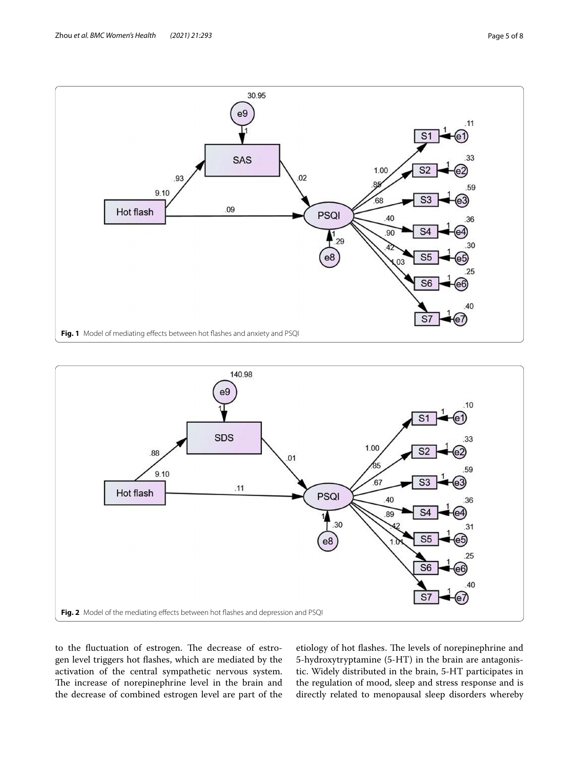Fig. 1 Model of mediating effects between hot flashes and anxiety and PSQI

Fig. 2 Model of the mediating effects between hot flashes and depression and PSQI

to the fluctuation of estrogen. The decrease of estrogen level triggers hot flashes, which are mediated by the activation of the central sympathetic nervous system. The increase of norepinephrine level in the brain and the decrease of combined estrogen level are part of the etiology of hot flashes. The levels of norepinephrine and 5-hydroxytryptamine (5-HT) in the brain are antagonistic. Widely distributed in the brain, 5-HT participates in the regulation of mood, sleep and stress response and is directly related to menopausal sleep disorders whereby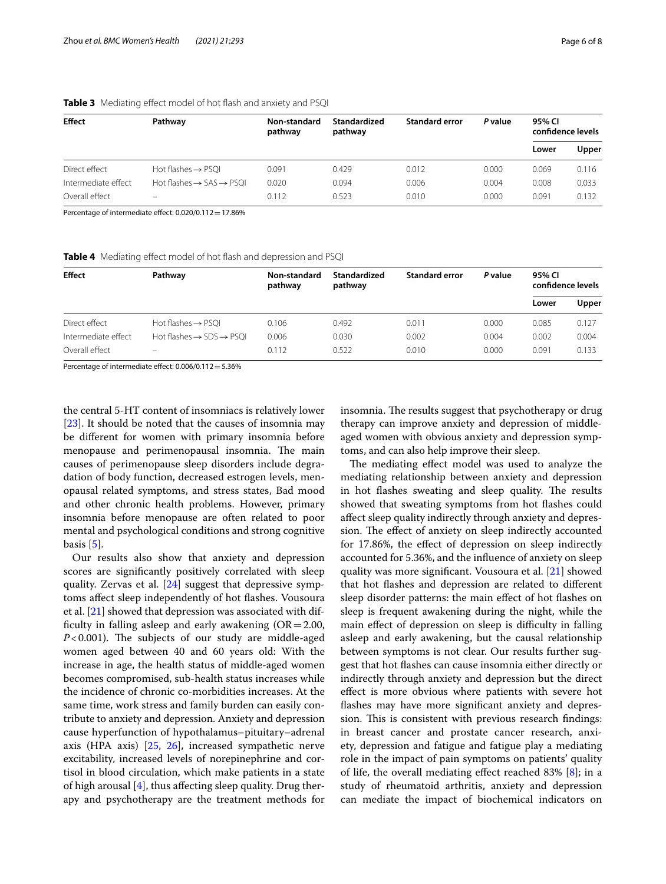**Table 3** Mediating effect model of hot flash and anxiety and PSQI

| Effect | Pathway | Non-standard pathway | Standardized pathway | Standard error | *P* value | 95% CI confidence levels | |
|---|---|---|---|---|---|---|---|
| | | | | | | Lower | Upper |
| Direct effect | Hot flashes → PSQI | 0.091 | 0.429 | 0.012 | 0.000 | 0.069 | 0.116 |
| Intermediate effect | Hot flashes → SAS → PSQI | 0.020 | 0.094 | 0.006 | 0.004 | 0.008 | 0.033 |
| Overall effect | – | 0.112 | 0.523 | 0.010 | 0.000 | 0.091 | 0.132 |

Percentage of intermediate effect: 0.020/0.112 = 17.86%

**Table 4** Mediating effect model of hot flash and depression and PSQI

| Effect | Pathway | Non-standard pathway | Standardized pathway | Standard error | *P* value | 95% CI confidence levels | |
|---|---|---|---|---|---|---|---|
| | | | | | | Lower | Upper |
| Direct effect | Hot flashes → PSQI | 0.106 | 0.492 | 0.011 | 0.000 | 0.085 | 0.127 |
| Intermediate effect | Hot flashes → SDS → PSQI | 0.006 | 0.030 | 0.002 | 0.004 | 0.002 | 0.004 |
| Overall effect | – | 0.112 | 0.522 | 0.010 | 0.000 | 0.091 | 0.133 |

Percentage of intermediate effect: 0.006/0.112 = 5.36%

the central 5-HT content of insomniacs is relatively lower [23]. It should be noted that the causes of insomnia may be different for women with primary insomnia before menopause and perimenopausal insomnia. The main causes of perimenopause sleep disorders include degradation of body function, decreased estrogen levels, menopausal related symptoms, and stress states, Bad mood and other chronic health problems. However, primary insomnia before menopause are often related to poor mental and psychological conditions and strong cognitive basis [5].

Our results also show that anxiety and depression scores are significantly positively correlated with sleep quality. Zervas et al. [24] suggest that depressive symptoms affect sleep independently of hot flashes. Vousoura et al. [21] showed that depression was associated with difficulty in falling asleep and early awakening (OR = 2.00, $P < 0.001$). The subjects of our study are middle-aged women aged between 40 and 60 years old: With the increase in age, the health status of middle-aged women becomes compromised, sub-health status increases while the incidence of chronic co-morbidities increases. At the same time, work stress and family burden can easily contribute to anxiety and depression. Anxiety and depression cause hyperfunction of hypothalamus–pituitary–adrenal axis (HPA axis) [25, 26], increased sympathetic nerve excitability, increased levels of norepinephrine and cortisol in blood circulation, which make patients in a state of high arousal [4], thus affecting sleep quality. Drug therapy and psychotherapy are the treatment methods for insomnia. The results suggest that psychotherapy or drug therapy can improve anxiety and depression of middle-aged women with obvious anxiety and depression symptoms, and can also help improve their sleep.

The mediating effect model was used to analyze the mediating relationship between anxiety and depression in hot flashes sweating and sleep quality. The results showed that sweating symptoms from hot flashes could affect sleep quality indirectly through anxiety and depression. The effect of anxiety on sleep indirectly accounted for 17.86%, the effect of depression on sleep indirectly accounted for 5.36%, and the influence of anxiety on sleep quality was more significant. Vousoura et al. [21] showed that hot flashes and depression are related to different sleep disorder patterns: the main effect of hot flashes on sleep is frequent awakening during the night, while the main effect of depression on sleep is difficulty in falling asleep and early awakening, but the causal relationship between symptoms is not clear. Our results further suggest that hot flashes can cause insomnia either directly or indirectly through anxiety and depression but the direct effect is more obvious where patients with severe hot flashes may have more significant anxiety and depression. This is consistent with previous research findings: in breast cancer and prostate cancer research, anxiety, depression and fatigue and fatigue play a mediating role in the impact of pain symptoms on patients' quality of life, the overall mediating effect reached 83% [8]; in a study of rheumatoid arthritis, anxiety and depression can mediate the impact of biochemical indicators on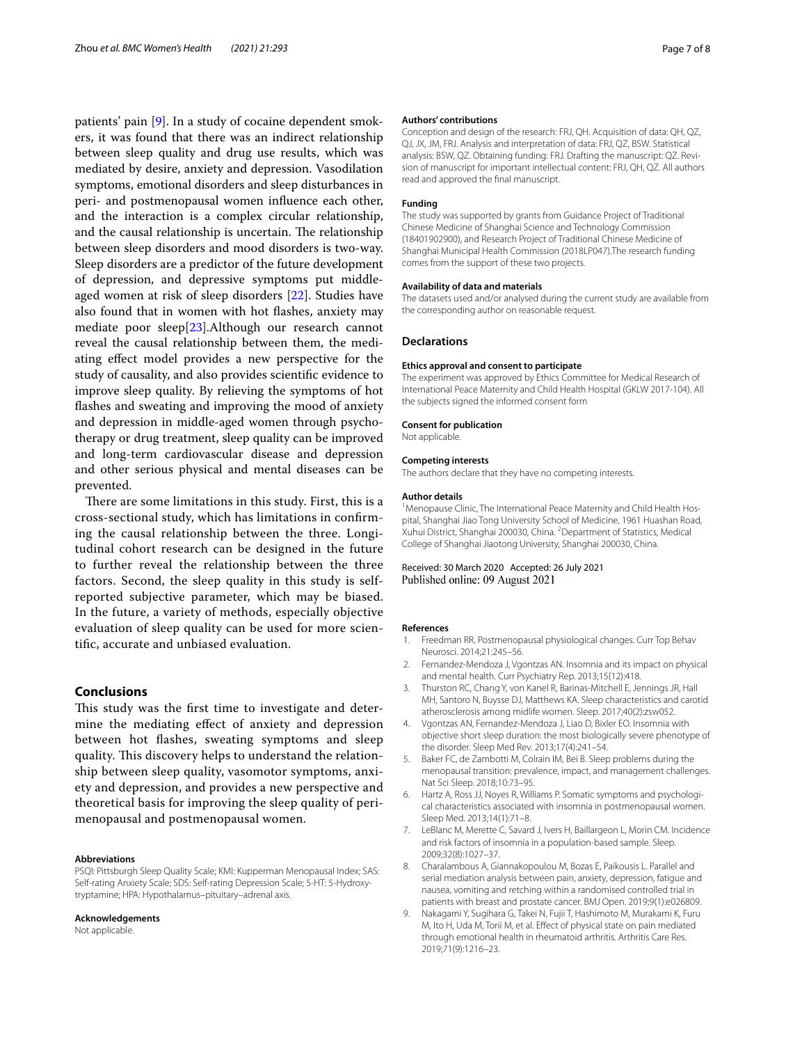patients' pain [9]. In a study of cocaine dependent smokers, it was found that there was an indirect relationship between sleep quality and drug use results, which was mediated by desire, anxiety and depression. Vasodilation symptoms, emotional disorders and sleep disturbances in peri- and postmenopausal women influence each other, and the interaction is a complex circular relationship, and the causal relationship is uncertain. The relationship between sleep disorders and mood disorders is two-way. Sleep disorders are a predictor of the future development of depression, and depressive symptoms put middle-aged women at risk of sleep disorders [22]. Studies have also found that in women with hot flashes, anxiety may mediate poor sleep[23].Although our research cannot reveal the causal relationship between them, the mediating effect model provides a new perspective for the study of causality, and also provides scientific evidence to improve sleep quality. By relieving the symptoms of hot flashes and sweating and improving the mood of anxiety and depression in middle-aged women through psychotherapy or drug treatment, sleep quality can be improved and long-term cardiovascular disease and depression and other serious physical and mental diseases can be prevented.

There are some limitations in this study. First, this is a cross-sectional study, which has limitations in confirming the causal relationship between the three. Longitudinal cohort research can be designed in the future to further reveal the relationship between the three factors. Second, the sleep quality in this study is self-reported subjective parameter, which may be biased. In the future, a variety of methods, especially objective evaluation of sleep quality can be used for more scientific, accurate and unbiased evaluation.

## Conclusions

This study was the first time to investigate and determine the mediating effect of anxiety and depression between hot flashes, sweating symptoms and sleep quality. This discovery helps to understand the relationship between sleep quality, vasomotor symptoms, anxiety and depression, and provides a new perspective and theoretical basis for improving the sleep quality of perimenopausal and postmenopausal women.

#### Abbreviations

PSQI: Pittsburgh Sleep Quality Scale; KMI: Kupperman Menopausal Index; SAS: Self-rating Anxiety Scale; SDS: Self-rating Depression Scale; 5-HT: 5-Hydroxytryptamine; HPA: Hypothalamus–pituitary–adrenal axis.

#### Acknowledgements

Not applicable.

#### Authors' contributions

Conception and design of the research: FRJ, QH. Acquisition of data: QH, QZ, QJ, JX, JM, FRJ. Analysis and interpretation of data: FRJ, QZ, BSW. Statistical analysis: BSW, QZ. Obtaining funding: FRJ. Drafting the manuscript: QZ. Revision of manuscript for important intellectual content: FRJ, QH, QZ. All authors read and approved the final manuscript.

#### Funding

The study was supported by grants from Guidance Project of Traditional Chinese Medicine of Shanghai Science and Technology Commission (18401902900), and Research Project of Traditional Chinese Medicine of Shanghai Municipal Health Commission (2018LP047).The research funding comes from the support of these two projects.

#### Availability of data and materials

The datasets used and/or analysed during the current study are available from the corresponding author on reasonable request.

### Declarations

#### Ethics approval and consent to participate

The experiment was approved by Ethics Committee for Medical Research of International Peace Maternity and Child Health Hospital (GKLW 2017-104). All the subjects signed the informed consent form

#### Consent for publication

Not applicable.

#### Competing interests

The authors declare that they have no competing interests.

#### Author details

[1] Menopause Clinic, The International Peace Maternity and Child Health Hospital, Shanghai Jiao Tong University School of Medicine, 1961 Huashan Road, Xuhui District, Shanghai 200030, China. [2] Department of Statistics, Medical College of Shanghai Jiaotong University, Shanghai 200030, China.

Received: 30 March 2020 Accepted: 26 July 2021
Published online: 09 August 2021

#### References

1. Freedman RR. Postmenopausal physiological changes. Curr Top Behav Neurosci. 2014;21:245–56.
2. Fernandez-Mendoza J, Vgontzas AN. Insomnia and its impact on physical and mental health. Curr Psychiatry Rep. 2013;15(12):418.
3. Thurston RC, Chang Y, von Kanel R, Barinas-Mitchell E, Jennings JR, Hall MH, Santoro N, Buysse DJ, Matthews KA. Sleep characteristics and carotid atherosclerosis among midlife women. Sleep. 2017;40(2):zsw052.
4. Vgontzas AN, Fernandez-Mendoza J, Liao D, Bixler EO. Insomnia with objective short sleep duration: the most biologically severe phenotype of the disorder. Sleep Med Rev. 2013;17(4):241–54.
5. Baker FC, de Zambotti M, Colrain IM, Bei B. Sleep problems during the menopausal transition: prevalence, impact, and management challenges. Nat Sci Sleep. 2018;10:73–95.
6. Hartz A, Ross JJ, Noyes R, Williams P. Somatic symptoms and psychological characteristics associated with insomnia in postmenopausal women. Sleep Med. 2013;14(1):71–8.
7. LeBlanc M, Merette C, Savard J, Ivers H, Baillargeon L, Morin CM. Incidence and risk factors of insomnia in a population-based sample. Sleep. 2009;32(8):1027–37.
8. Charalambous A, Giannakopoulou M, Bozas E, Paikousis L. Parallel and serial mediation analysis between pain, anxiety, depression, fatigue and nausea, vomiting and retching within a randomised controlled trial in patients with breast and prostate cancer. BMJ Open. 2019;9(1):e026809.
9. Nakagami Y, Sugihara G, Takei N, Fujii T, Hashimoto M, Murakami K, Furu M, Ito H, Uda M, Torii M, et al. Effect of physical state on pain mediated through emotional health in rheumatoid arthritis. Arthritis Care Res. 2019;71(9):1216–23.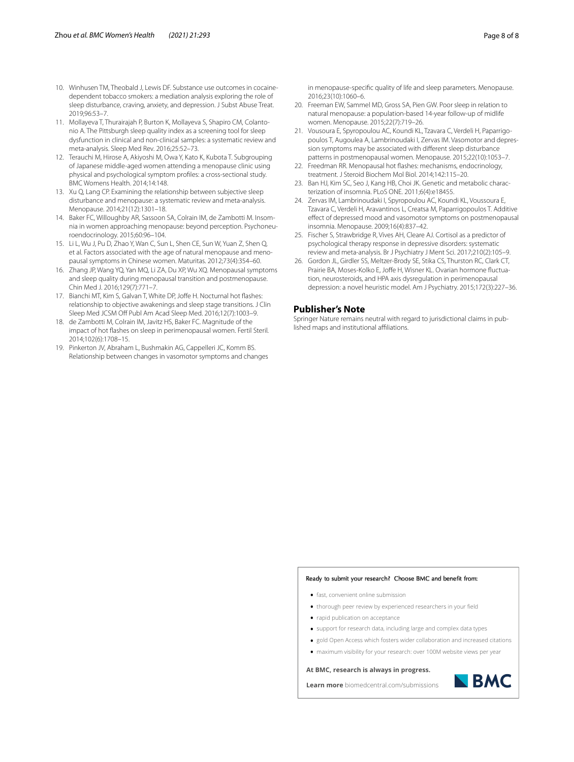10. Winhusen TM, Theobald J, Lewis DF. Substance use outcomes in cocaine-dependent tobacco smokers: a mediation analysis exploring the role of sleep disturbance, craving, anxiety, and depression. J Subst Abuse Treat. 2019;96:53–7.
11. Mollayeva T, Thurairajah P, Burton K, Mollayeva S, Shapiro CM, Colantonio A. The Pittsburgh sleep quality index as a screening tool for sleep dysfunction in clinical and non-clinical samples: a systematic review and meta-analysis. Sleep Med Rev. 2016;25:52–73.
12. Terauchi M, Hirose A, Akiyoshi M, Owa Y, Kato K, Kubota T. Subgrouping of Japanese middle-aged women attending a menopause clinic using physical and psychological symptom profiles: a cross-sectional study. BMC Womens Health. 2014;14:148.
13. Xu Q, Lang CP. Examining the relationship between subjective sleep disturbance and menopause: a systematic review and meta-analysis. Menopause. 2014;21(12):1301–18.
14. Baker FC, Willoughby AR, Sassoon SA, Colrain IM, de Zambotti M. Insomnia in women approaching menopause: beyond perception. Psychoneuroendocrinology. 2015;60:96–104.
15. Li L, Wu J, Pu D, Zhao Y, Wan C, Sun L, Shen CE, Sun W, Yuan Z, Shen Q, et al. Factors associated with the age of natural menopause and menopausal symptoms in Chinese women. Maturitas. 2012;73(4):354–60.
16. Zhang JP, Wang YQ, Yan MQ, Li ZA, Du XP, Wu XQ. Menopausal symptoms and sleep quality during menopausal transition and postmenopause. Chin Med J. 2016;129(7):771–7.
17. Bianchi MT, Kim S, Galvan T, White DP, Joffe H. Nocturnal hot flashes: relationship to objective awakenings and sleep stage transitions. J Clin Sleep Med JCSM Off Publ Am Acad Sleep Med. 2016;12(7):1003–9.
18. de Zambotti M, Colrain IM, Javitz HS, Baker FC. Magnitude of the impact of hot flashes on sleep in perimenopausal women. Fertil Steril. 2014;102(6):1708–15.
19. Pinkerton JV, Abraham L, Bushmakin AG, Cappelleri JC, Komm BS. Relationship between changes in vasomotor symptoms and changes in menopause-specific quality of life and sleep parameters. Menopause. 2016;23(10):1060–6.
20. Freeman EW, Sammel MD, Gross SA, Pien GW. Poor sleep in relation to natural menopause: a population-based 14-year follow-up of midlife women. Menopause. 2015;22(7):719–26.
21. Vousoura E, Spyropoulou AC, Koundi KL, Tzavara C, Verdeli H, Paparrigopoulos T, Augoulea A, Lambrinoudaki I, Zervas IM. Vasomotor and depression symptoms may be associated with different sleep disturbance patterns in postmenopausal women. Menopause. 2015;22(10):1053–7.
22. Freedman RR. Menopausal hot flashes: mechanisms, endocrinology, treatment. J Steroid Biochem Mol Biol. 2014;142:115–20.
23. Ban HJ, Kim SC, Seo J, Kang HB, Choi JK. Genetic and metabolic characterization of insomnia. PLoS ONE. 2011;6(4):e18455.
24. Zervas IM, Lambrinoudaki I, Spyropoulou AC, Koundi KL, Voussoura E, Tzavara C, Verdeli H, Aravantinos L, Creatsa M, Paparrigopoulos T. Additive effect of depressed mood and vasomotor symptoms on postmenopausal insomnia. Menopause. 2009;16(4):837–42.
25. Fischer S, Strawbridge R, Vives AH, Cleare AJ. Cortisol as a predictor of psychological therapy response in depressive disorders: systematic review and meta-analysis. Br J Psychiatry J Ment Sci. 2017;210(2):105–9.
26. Gordon JL, Girdler SS, Meltzer-Brody SE, Stika CS, Thurston RC, Clark CT, Prairie BA, Moses-Kolko E, Joffe H, Wisner KL. Ovarian hormone fluctuation, neurosteroids, and HPA axis dysregulation in perimenopausal depression: a novel heuristic model. Am J Psychiatry. 2015;172(3):227–36.

## Publisher's Note

Springer Nature remains neutral with regard to jurisdictional claims in published maps and institutional affiliations.

Ready to submit your research? Choose BMC and benefit from:

- fast, convenient online submission
- thorough peer review by experienced researchers in your field
- rapid publication on acceptance
- support for research data, including large and complex data types
- gold Open Access which fosters wider collaboration and increased citations
- maximum visibility for your research: over 100M website views per year

**At BMC, research is always in progress.**

**Learn more** biomedcentral.com/submissions

BMC